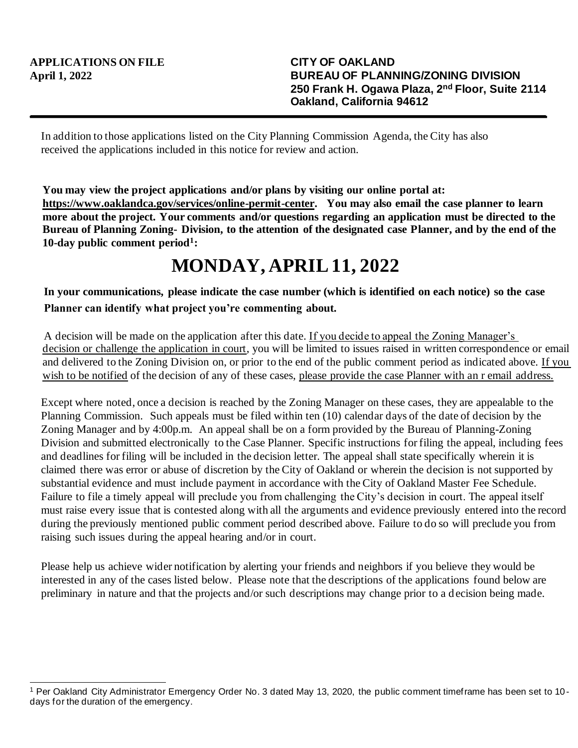**APPLICATIONS ON FILE**
**April 1, 2022**

**CITY OF OAKLAND**
**BUREAU OF PLANNING/ZONING DIVISION**
**250 Frank H. Ogawa Plaza, 2nd Floor, Suite 2114**
**Oakland, California 94612**

---

In addition to those applications listed on the City Planning Commission Agenda, the City has also received the applications included in this notice for review and action.

**You may view the project applications and/or plans by visiting our online portal at: https://www.oaklandca.gov/services/online-permit-center. You may also email the case planner to learn more about the project. Your comments and/or questions regarding an application must be directed to the Bureau of Planning Zoning- Division, to the attention of the designated case Planner, and by the end of the 10-day public comment period[1]:**

# MONDAY, APRIL 11, 2022

**In your communications, please indicate the case number (which is identified on each notice) so the case Planner can identify what project you're commenting about.**

A decision will be made on the application after this date. If you decide to appeal the Zoning Manager's decision or challenge the application in court, you will be limited to issues raised in written correspondence or email and delivered to the Zoning Division on, or prior to the end of the public comment period as indicated above. If you wish to be notified of the decision of any of these cases, please provide the case Planner with an r email address.

Except where noted, once a decision is reached by the Zoning Manager on these cases, they are appealable to the Planning Commission. Such appeals must be filed within ten (10) calendar days of the date of decision by the Zoning Manager and by 4:00p.m. An appeal shall be on a form provided by the Bureau of Planning-Zoning Division and submitted electronically to the Case Planner. Specific instructions for filing the appeal, including fees and deadlines for filing will be included in the decision letter. The appeal shall state specifically wherein it is claimed there was error or abuse of discretion by the City of Oakland or wherein the decision is not supported by substantial evidence and must include payment in accordance with the City of Oakland Master Fee Schedule. Failure to file a timely appeal will preclude you from challenging the City's decision in court. The appeal itself must raise every issue that is contested along with all the arguments and evidence previously entered into the record during the previously mentioned public comment period described above. Failure to do so will preclude you from raising such issues during the appeal hearing and/or in court.

Please help us achieve wider notification by alerting your friends and neighbors if you believe they would be interested in any of the cases listed below. Please note that the descriptions of the applications found below are preliminary in nature and that the projects and/or such descriptions may change prior to a decision being made.

---

[1] Per Oakland City Administrator Emergency Order No. 3 dated May 13, 2020, the public comment timeframe has been set to 10-days for the duration of the emergency.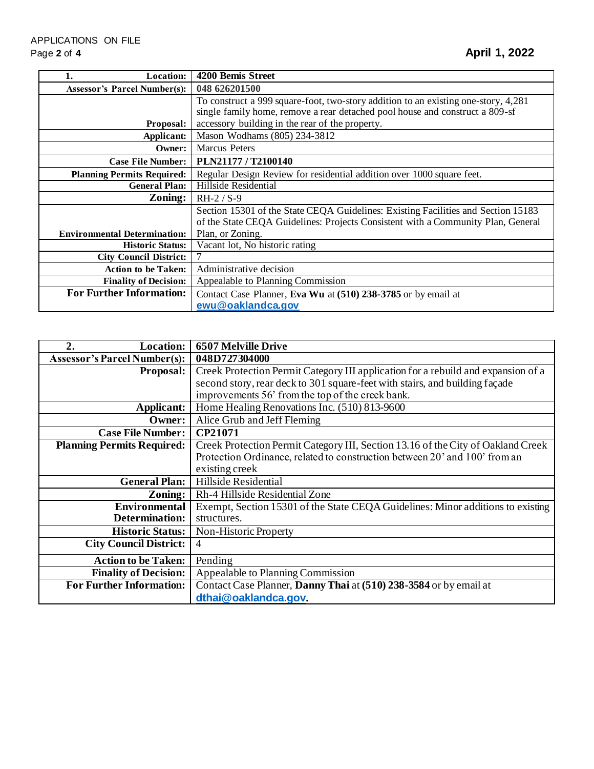| 1. Location: | 4200 Bemis Street |
|---|---|
| Assessor's Parcel Number(s): | 048 626201500 |
| Proposal: | To construct a 999 square-foot, two-story addition to an existing one-story, 4,281 single family home, remove a rear detached pool house and construct a 809-sf accessory building in the rear of the property. |
| Applicant: | Mason Wodhams (805) 234-3812 |
| Owner: | Marcus Peters |
| Case File Number: | PLN21177 / T2100140 |
| Planning Permits Required: | Regular Design Review for residential addition over 1000 square feet. |
| General Plan: | Hillside Residential |
| Zoning: | RH-2 / S-9 |
| Environmental Determination: | Section 15301 of the State CEQA Guidelines: Existing Facilities and Section 15183 of the State CEQA Guidelines: Projects Consistent with a Community Plan, General Plan, or Zoning. |
| Historic Status: | Vacant lot, No historic rating |
| City Council District: | 7 |
| Action to be Taken: | Administrative decision |
| Finality of Decision: | Appealable to Planning Commission |
| For Further Information: | Contact Case Planner, **Eva Wu** at **(510) 238-3785** or by email at **ewu@oaklandca.gov** |

| 2. Location: | 6507 Melville Drive |
|---|---|
| Assessor's Parcel Number(s): | 048D727304000 |
| Proposal: | Creek Protection Permit Category III application for a rebuild and expansion of a second story, rear deck to 301 square-feet with stairs, and building façade improvements 56' from the top of the creek bank. |
| Applicant: | Home Healing Renovations Inc. (510) 813-9600 |
| Owner: | Alice Grub and Jeff Fleming |
| Case File Number: | CP21071 |
| Planning Permits Required: | Creek Protection Permit Category III, Section 13.16 of the City of Oakland Creek Protection Ordinance, related to construction between 20' and 100' from an existing creek |
| General Plan: | Hillside Residential |
| Zoning: | Rh-4 Hillside Residential Zone |
| Environmental Determination: | Exempt, Section 15301 of the State CEQA Guidelines: Minor additions to existing structures. |
| Historic Status: | Non-Historic Property |
| City Council District: | 4 |
| Action to be Taken: | Pending |
| Finality of Decision: | Appealable to Planning Commission |
| For Further Information: | Contact Case Planner, **Danny Thai** at **(510) 238-3584** or by email at **dthai@oaklandca.gov**. |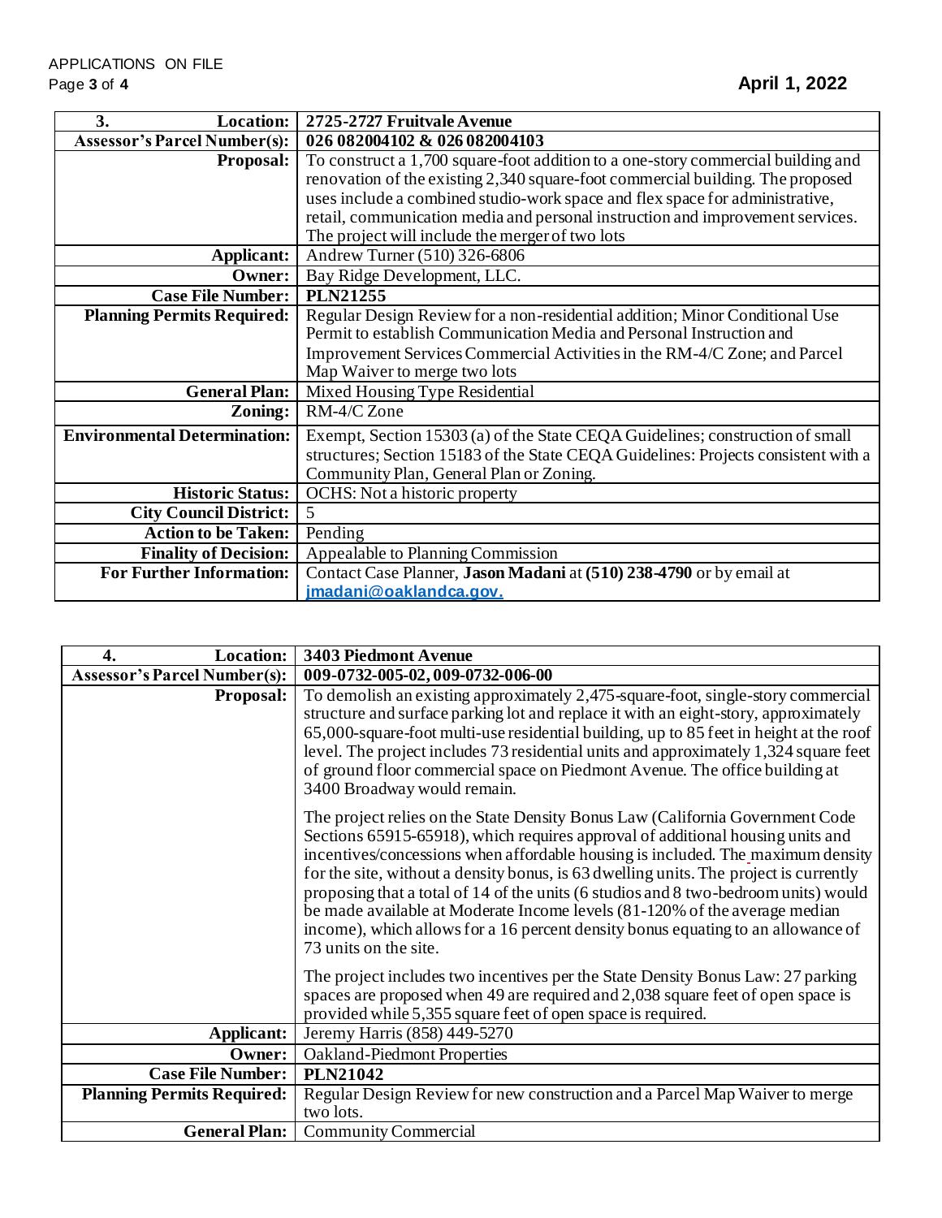| 3. Location: | 2725-2727 Fruitvale Avenue |
|---|---|
| **Assessor's Parcel Number(s):** | **026 082004102 & 026 082004103** |
| **Proposal:** | To construct a 1,700 square-foot addition to a one-story commercial building and renovation of the existing 2,340 square-foot commercial building. The proposed uses include a combined studio-work space and flex space for administrative, retail, communication media and personal instruction and improvement services. The project will include the merger of two lots |
| **Applicant:** | Andrew Turner (510) 326-6806 |
| **Owner:** | Bay Ridge Development, LLC. |
| **Case File Number:** | **PLN21255** |
| **Planning Permits Required:** | Regular Design Review for a non-residential addition; Minor Conditional Use Permit to establish Communication Media and Personal Instruction and Improvement Services Commercial Activities in the RM-4/C Zone; and Parcel Map Waiver to merge two lots |
| **General Plan:** | Mixed Housing Type Residential |
| **Zoning:** | RM-4/C Zone |
| **Environmental Determination:** | Exempt, Section 15303 (a) of the State CEQA Guidelines; construction of small structures; Section 15183 of the State CEQA Guidelines: Projects consistent with a Community Plan, General Plan or Zoning. |
| **Historic Status:** | OCHS: Not a historic property |
| **City Council District:** | 5 |
| **Action to be Taken:** | Pending |
| **Finality of Decision:** | Appealable to Planning Commission |
| **For Further Information:** | Contact Case Planner, **Jason Madani** at **(510) 238-4790** or by email at **jmadani@oaklandca.gov.** |

| 4. Location: | 3403 Piedmont Avenue |
|---|---|
| **Assessor's Parcel Number(s):** | **009-0732-005-02, 009-0732-006-00** |
| **Proposal:** | To demolish an existing approximately 2,475-square-foot, single-story commercial structure and surface parking lot and replace it with an eight-story, approximately 65,000-square-foot multi-use residential building, up to 85 feet in height at the roof level. The project includes 73 residential units and approximately 1,324 square feet of ground floor commercial space on Piedmont Avenue. The office building at 3400 Broadway would remain.<br><br>The project relies on the State Density Bonus Law (California Government Code Sections 65915-65918), which requires approval of additional housing units and incentives/concessions when affordable housing is included. The maximum density for the site, without a density bonus, is 63 dwelling units. The project is currently proposing that a total of 14 of the units (6 studios and 8 two-bedroom units) would be made available at Moderate Income levels (81-120% of the average median income), which allows for a 16 percent density bonus equating to an allowance of 73 units on the site.<br><br>The project includes two incentives per the State Density Bonus Law: 27 parking spaces are proposed when 49 are required and 2,038 square feet of open space is provided while 5,355 square feet of open space is required. |
| **Applicant:** | Jeremy Harris (858) 449-5270 |
| **Owner:** | Oakland-Piedmont Properties |
| **Case File Number:** | **PLN21042** |
| **Planning Permits Required:** | Regular Design Review for new construction and a Parcel Map Waiver to merge two lots. |
| **General Plan:** | Community Commercial |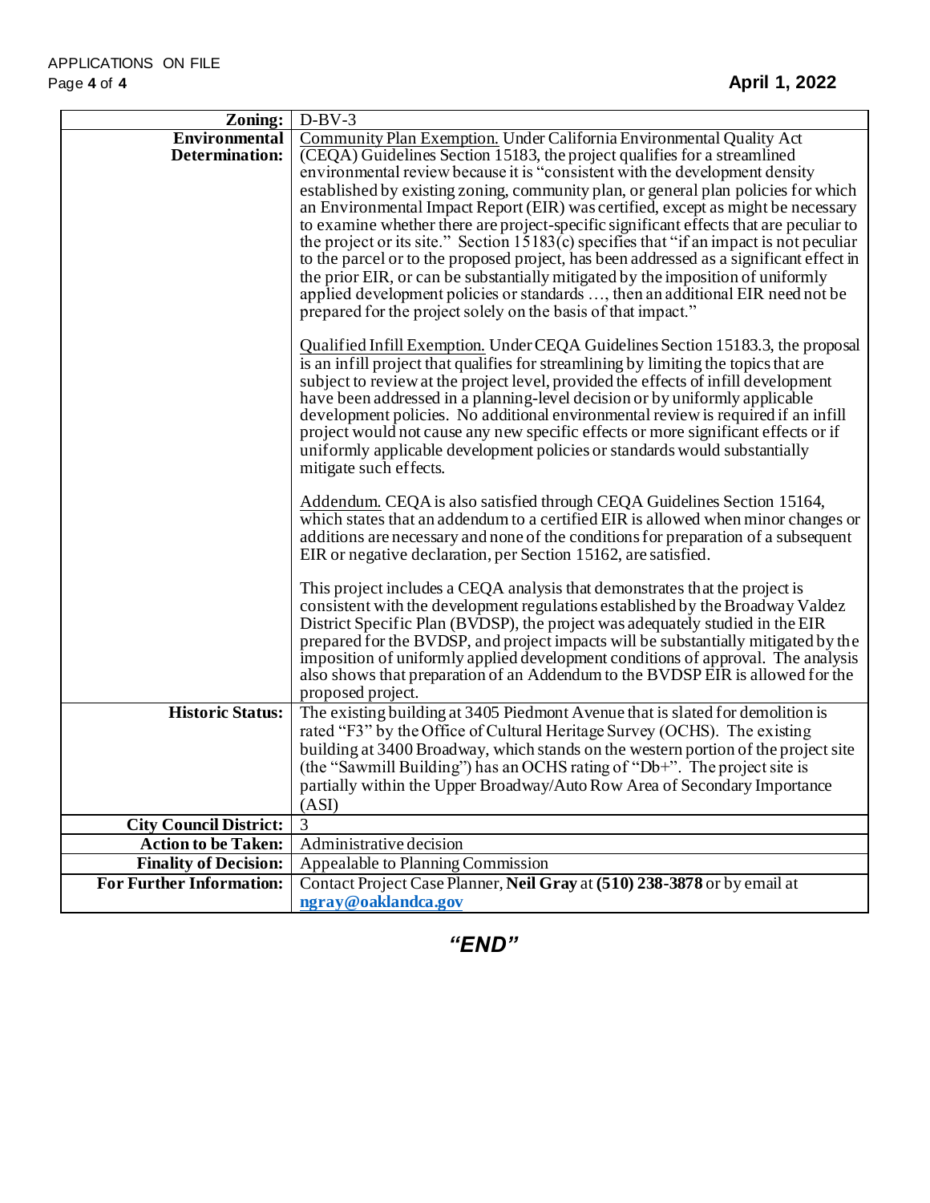| | |
|---|---|
| **Zoning:** | D-BV-3 |
| **Environmental Determination:** | Community Plan Exemption. Under California Environmental Quality Act (CEQA) Guidelines Section 15183, the project qualifies for a streamlined environmental review because it is "consistent with the development density established by existing zoning, community plan, or general plan policies for which an Environmental Impact Report (EIR) was certified, except as might be necessary to examine whether there are project-specific significant effects that are peculiar to the project or its site." Section 15183(c) specifies that "if an impact is not peculiar to the parcel or to the proposed project, has been addressed as a significant effect in the prior EIR, or can be substantially mitigated by the imposition of uniformly applied development policies or standards …, then an additional EIR need not be prepared for the project solely on the basis of that impact."<br><br>Qualified Infill Exemption. Under CEQA Guidelines Section 15183.3, the proposal is an infill project that qualifies for streamlining by limiting the topics that are subject to review at the project level, provided the effects of infill development have been addressed in a planning-level decision or by uniformly applicable development policies. No additional environmental review is required if an infill project would not cause any new specific effects or more significant effects or if uniformly applicable development policies or standards would substantially mitigate such effects.<br><br>Addendum. CEQA is also satisfied through CEQA Guidelines Section 15164, which states that an addendum to a certified EIR is allowed when minor changes or additions are necessary and none of the conditions for preparation of a subsequent EIR or negative declaration, per Section 15162, are satisfied.<br><br>This project includes a CEQA analysis that demonstrates that the project is consistent with the development regulations established by the Broadway Valdez District Specific Plan (BVDSP), the project was adequately studied in the EIR prepared for the BVDSP, and project impacts will be substantially mitigated by the imposition of uniformly applied development conditions of approval. The analysis also shows that preparation of an Addendum to the BVDSP EIR is allowed for the proposed project. |
| **Historic Status:** | The existing building at 3405 Piedmont Avenue that is slated for demolition is rated "F3" by the Office of Cultural Heritage Survey (OCHS). The existing building at 3400 Broadway, which stands on the western portion of the project site (the "Sawmill Building") has an OCHS rating of "Db+". The project site is partially within the Upper Broadway/Auto Row Area of Secondary Importance (ASI) |
| **City Council District:** | 3 |
| **Action to be Taken:** | Administrative decision |
| **Finality of Decision:** | Appealable to Planning Commission |
| **For Further Information:** | Contact Project Case Planner, **Neil Gray** at **(510) 238-3878** or by email at **ngray@oaklandca.gov** |

***"END"***